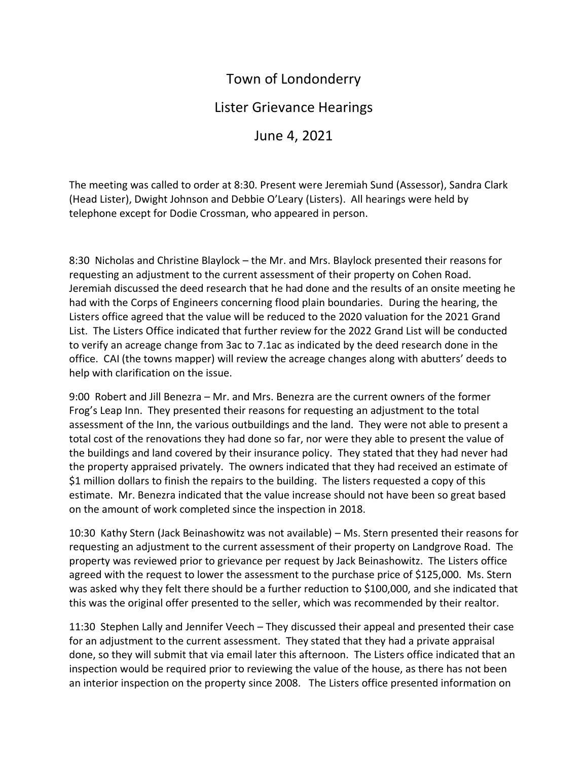# Town of Londonderry

## Lister Grievance Hearings

## June 4, 2021

The meeting was called to order at 8:30. Present were Jeremiah Sund (Assessor), Sandra Clark (Head Lister), Dwight Johnson and Debbie O'Leary (Listers). All hearings were held by telephone except for Dodie Crossman, who appeared in person.

8:30 Nicholas and Christine Blaylock – the Mr. and Mrs. Blaylock presented their reasons for requesting an adjustment to the current assessment of their property on Cohen Road. Jeremiah discussed the deed research that he had done and the results of an onsite meeting he had with the Corps of Engineers concerning flood plain boundaries. During the hearing, the Listers office agreed that the value will be reduced to the 2020 valuation for the 2021 Grand List. The Listers Office indicated that further review for the 2022 Grand List will be conducted to verify an acreage change from 3ac to 7.1ac as indicated by the deed research done in the office. CAI (the towns mapper) will review the acreage changes along with abutters' deeds to help with clarification on the issue.

9:00 Robert and Jill Benezra – Mr. and Mrs. Benezra are the current owners of the former Frog's Leap Inn. They presented their reasons for requesting an adjustment to the total assessment of the Inn, the various outbuildings and the land. They were not able to present a total cost of the renovations they had done so far, nor were they able to present the value of the buildings and land covered by their insurance policy. They stated that they had never had the property appraised privately. The owners indicated that they had received an estimate of $1 million dollars to finish the repairs to the building. The listers requested a copy of this estimate. Mr. Benezra indicated that the value increase should not have been so great based on the amount of work completed since the inspection in 2018.

10:30 Kathy Stern (Jack Beinashowitz was not available) – Ms. Stern presented their reasons for requesting an adjustment to the current assessment of their property on Landgrove Road. The property was reviewed prior to grievance per request by Jack Beinashowitz. The Listers office agreed with the request to lower the assessment to the purchase price of $125,000. Ms. Stern was asked why they felt there should be a further reduction to $100,000, and she indicated that this was the original offer presented to the seller, which was recommended by their realtor.

11:30 Stephen Lally and Jennifer Veech – They discussed their appeal and presented their case for an adjustment to the current assessment. They stated that they had a private appraisal done, so they will submit that via email later this afternoon. The Listers office indicated that an inspection would be required prior to reviewing the value of the house, as there has not been an interior inspection on the property since 2008. The Listers office presented information on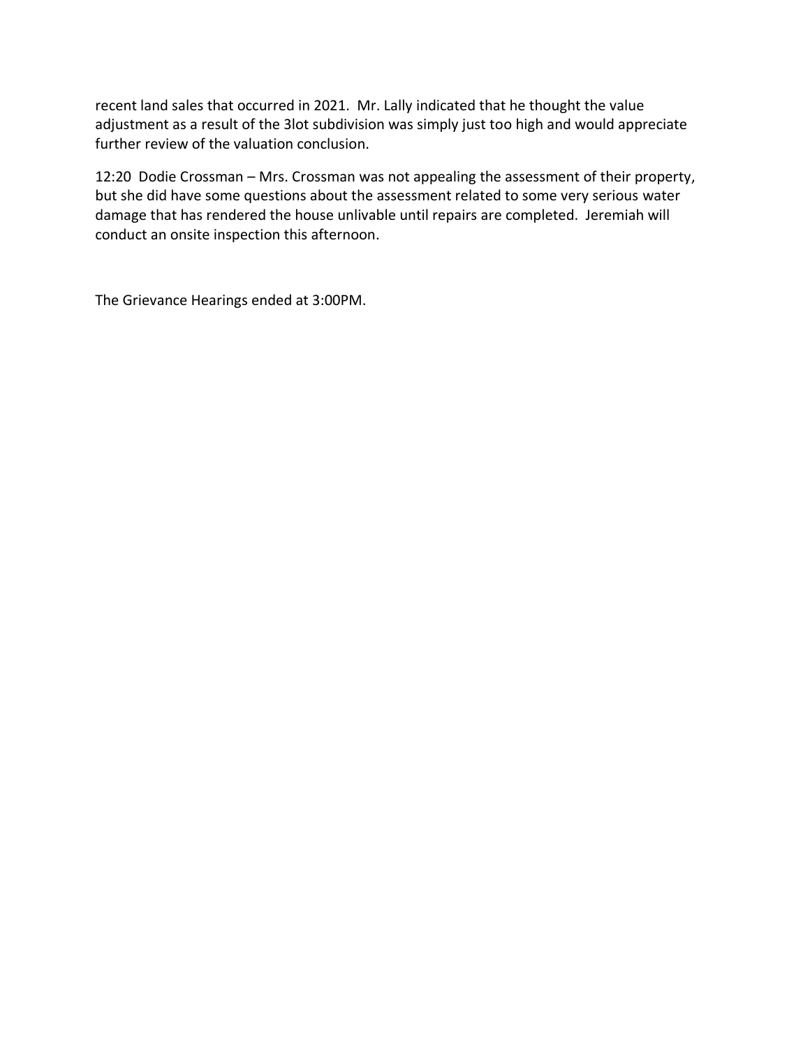recent land sales that occurred in 2021. Mr. Lally indicated that he thought the value adjustment as a result of the 3lot subdivision was simply just too high and would appreciate further review of the valuation conclusion.

12:20 Dodie Crossman – Mrs. Crossman was not appealing the assessment of their property, but she did have some questions about the assessment related to some very serious water damage that has rendered the house unlivable until repairs are completed. Jeremiah will conduct an onsite inspection this afternoon.

The Grievance Hearings ended at 3:00PM.